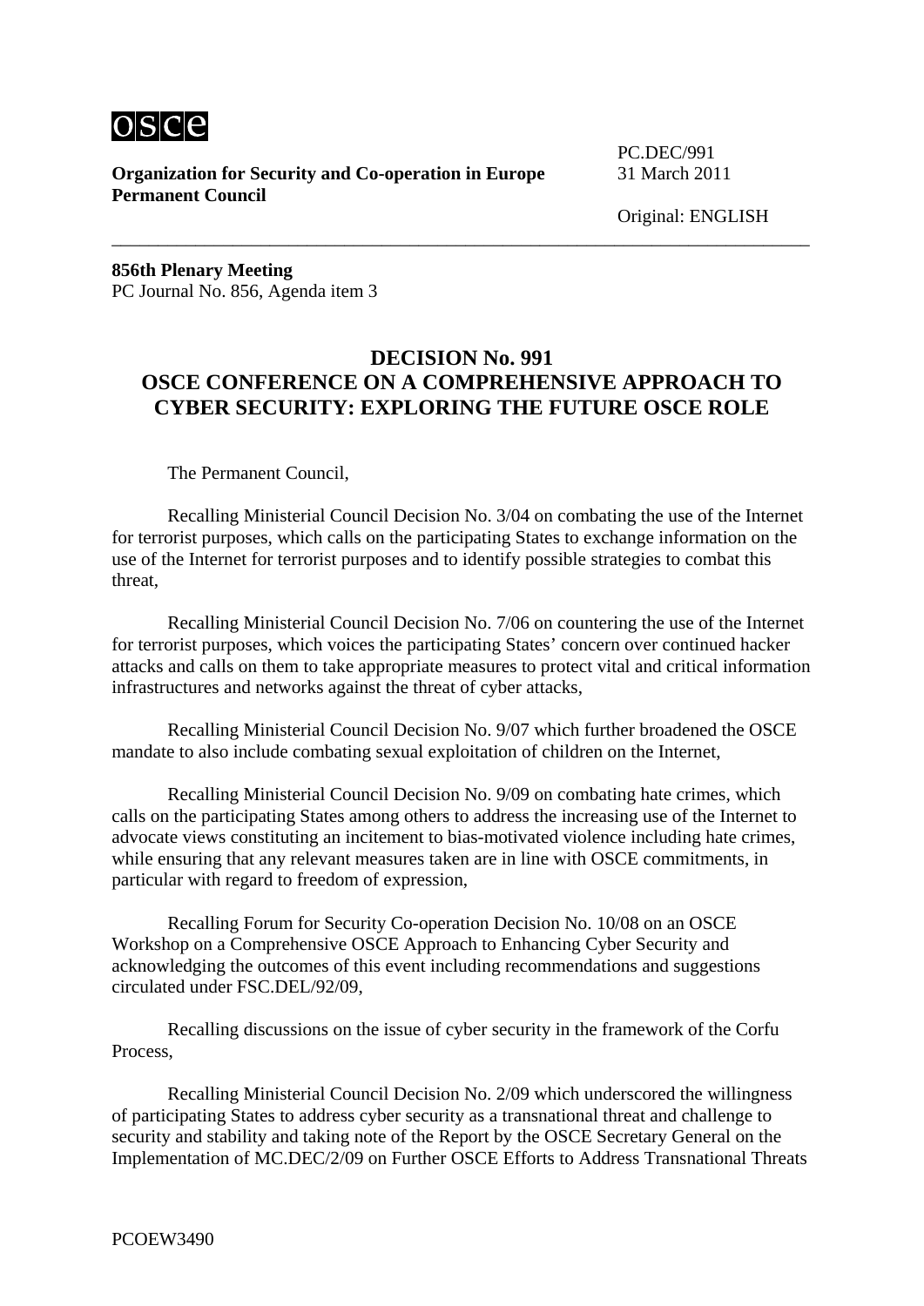osce

**Organization for Security and Co-operation in Europe**
**Permanent Council**

PC.DEC/991
31 March 2011

Original: ENGLISH

---

**856th Plenary Meeting**
PC Journal No. 856, Agenda item 3

## DECISION No. 991
## OSCE CONFERENCE ON A COMPREHENSIVE APPROACH TO CYBER SECURITY: EXPLORING THE FUTURE OSCE ROLE

The Permanent Council,

Recalling Ministerial Council Decision No. 3/04 on combating the use of the Internet for terrorist purposes, which calls on the participating States to exchange information on the use of the Internet for terrorist purposes and to identify possible strategies to combat this threat,

Recalling Ministerial Council Decision No. 7/06 on countering the use of the Internet for terrorist purposes, which voices the participating States' concern over continued hacker attacks and calls on them to take appropriate measures to protect vital and critical information infrastructures and networks against the threat of cyber attacks,

Recalling Ministerial Council Decision No. 9/07 which further broadened the OSCE mandate to also include combating sexual exploitation of children on the Internet,

Recalling Ministerial Council Decision No. 9/09 on combating hate crimes, which calls on the participating States among others to address the increasing use of the Internet to advocate views constituting an incitement to bias-motivated violence including hate crimes, while ensuring that any relevant measures taken are in line with OSCE commitments, in particular with regard to freedom of expression,

Recalling Forum for Security Co-operation Decision No. 10/08 on an OSCE Workshop on a Comprehensive OSCE Approach to Enhancing Cyber Security and acknowledging the outcomes of this event including recommendations and suggestions circulated under FSC.DEL/92/09,

Recalling discussions on the issue of cyber security in the framework of the Corfu Process,

Recalling Ministerial Council Decision No. 2/09 which underscored the willingness of participating States to address cyber security as a transnational threat and challenge to security and stability and taking note of the Report by the OSCE Secretary General on the Implementation of MC.DEC/2/09 on Further OSCE Efforts to Address Transnational Threats

PCOEW3490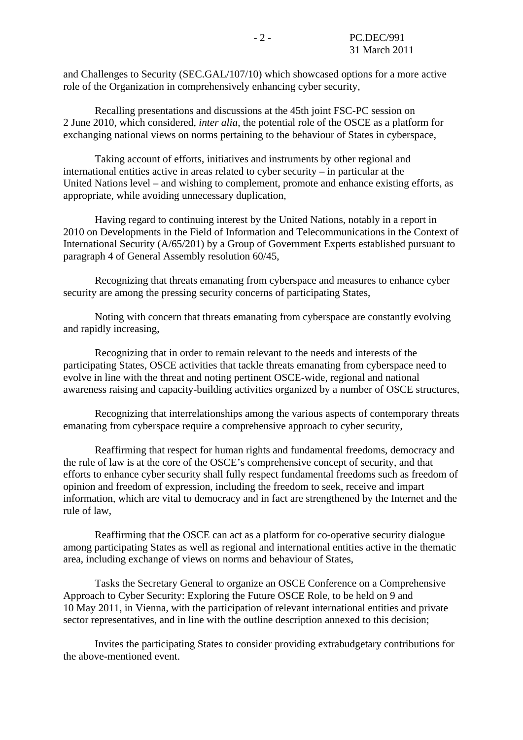and Challenges to Security (SEC.GAL/107/10) which showcased options for a more active role of the Organization in comprehensively enhancing cyber security,

Recalling presentations and discussions at the 45th joint FSC-PC session on 2 June 2010, which considered, *inter alia*, the potential role of the OSCE as a platform for exchanging national views on norms pertaining to the behaviour of States in cyberspace,

Taking account of efforts, initiatives and instruments by other regional and international entities active in areas related to cyber security – in particular at the United Nations level – and wishing to complement, promote and enhance existing efforts, as appropriate, while avoiding unnecessary duplication,

Having regard to continuing interest by the United Nations, notably in a report in 2010 on Developments in the Field of Information and Telecommunications in the Context of International Security (A/65/201) by a Group of Government Experts established pursuant to paragraph 4 of General Assembly resolution 60/45,

Recognizing that threats emanating from cyberspace and measures to enhance cyber security are among the pressing security concerns of participating States,

Noting with concern that threats emanating from cyberspace are constantly evolving and rapidly increasing,

Recognizing that in order to remain relevant to the needs and interests of the participating States, OSCE activities that tackle threats emanating from cyberspace need to evolve in line with the threat and noting pertinent OSCE-wide, regional and national awareness raising and capacity-building activities organized by a number of OSCE structures,

Recognizing that interrelationships among the various aspects of contemporary threats emanating from cyberspace require a comprehensive approach to cyber security,

Reaffirming that respect for human rights and fundamental freedoms, democracy and the rule of law is at the core of the OSCE's comprehensive concept of security, and that efforts to enhance cyber security shall fully respect fundamental freedoms such as freedom of opinion and freedom of expression, including the freedom to seek, receive and impart information, which are vital to democracy and in fact are strengthened by the Internet and the rule of law,

Reaffirming that the OSCE can act as a platform for co-operative security dialogue among participating States as well as regional and international entities active in the thematic area, including exchange of views on norms and behaviour of States,

Tasks the Secretary General to organize an OSCE Conference on a Comprehensive Approach to Cyber Security: Exploring the Future OSCE Role, to be held on 9 and 10 May 2011, in Vienna, with the participation of relevant international entities and private sector representatives, and in line with the outline description annexed to this decision;

Invites the participating States to consider providing extrabudgetary contributions for the above-mentioned event.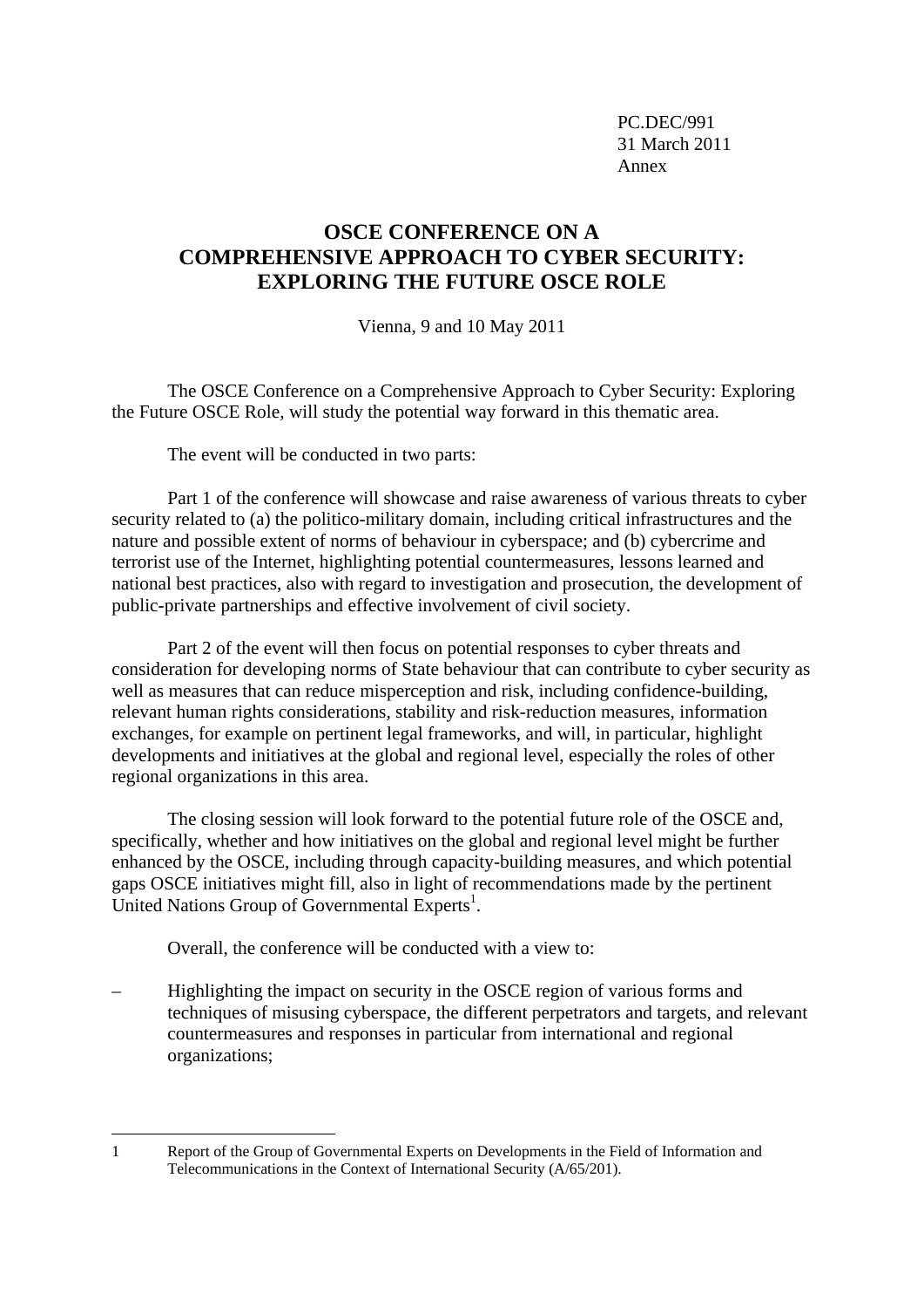PC.DEC/991
31 March 2011
Annex

# OSCE CONFERENCE ON A COMPREHENSIVE APPROACH TO CYBER SECURITY: EXPLORING THE FUTURE OSCE ROLE

Vienna, 9 and 10 May 2011

The OSCE Conference on a Comprehensive Approach to Cyber Security: Exploring the Future OSCE Role, will study the potential way forward in this thematic area.

The event will be conducted in two parts:

Part 1 of the conference will showcase and raise awareness of various threats to cyber security related to (a) the politico-military domain, including critical infrastructures and the nature and possible extent of norms of behaviour in cyberspace; and (b) cybercrime and terrorist use of the Internet, highlighting potential countermeasures, lessons learned and national best practices, also with regard to investigation and prosecution, the development of public-private partnerships and effective involvement of civil society.

Part 2 of the event will then focus on potential responses to cyber threats and consideration for developing norms of State behaviour that can contribute to cyber security as well as measures that can reduce misperception and risk, including confidence-building, relevant human rights considerations, stability and risk-reduction measures, information exchanges, for example on pertinent legal frameworks, and will, in particular, highlight developments and initiatives at the global and regional level, especially the roles of other regional organizations in this area.

The closing session will look forward to the potential future role of the OSCE and, specifically, whether and how initiatives on the global and regional level might be further enhanced by the OSCE, including through capacity-building measures, and which potential gaps OSCE initiatives might fill, also in light of recommendations made by the pertinent United Nations Group of Governmental Experts[1].

Overall, the conference will be conducted with a view to:

– Highlighting the impact on security in the OSCE region of various forms and techniques of misusing cyberspace, the different perpetrators and targets, and relevant countermeasures and responses in particular from international and regional organizations;

---

1 Report of the Group of Governmental Experts on Developments in the Field of Information and Telecommunications in the Context of International Security (A/65/201).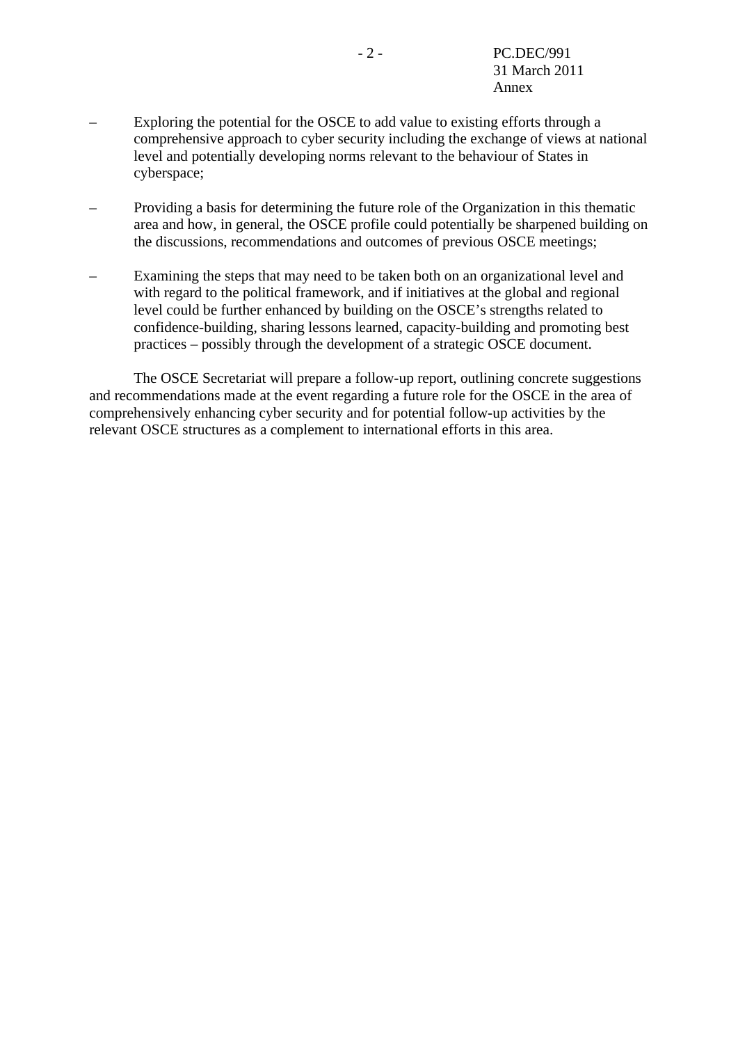- Exploring the potential for the OSCE to add value to existing efforts through a comprehensive approach to cyber security including the exchange of views at national level and potentially developing norms relevant to the behaviour of States in cyberspace;

- Providing a basis for determining the future role of the Organization in this thematic area and how, in general, the OSCE profile could potentially be sharpened building on the discussions, recommendations and outcomes of previous OSCE meetings;

- Examining the steps that may need to be taken both on an organizational level and with regard to the political framework, and if initiatives at the global and regional level could be further enhanced by building on the OSCE's strengths related to confidence-building, sharing lessons learned, capacity-building and promoting best practices – possibly through the development of a strategic OSCE document.

The OSCE Secretariat will prepare a follow-up report, outlining concrete suggestions and recommendations made at the event regarding a future role for the OSCE in the area of comprehensively enhancing cyber security and for potential follow-up activities by the relevant OSCE structures as a complement to international efforts in this area.